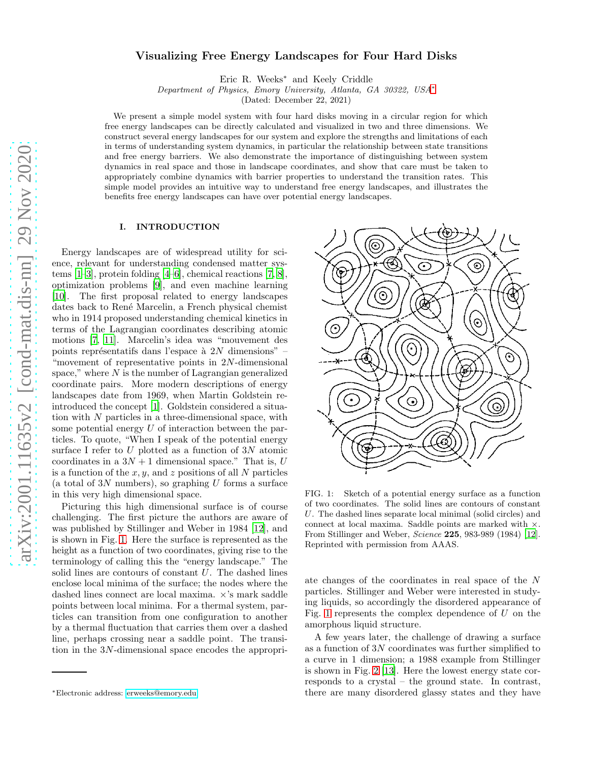# Visualizing Free Energy Landscapes for Four Hard Disks

Eric R. Weeks* and Keely Criddle

*Department of Physics, Emory University, Atlanta, GA 30322, USA**

(Dated: December 22, 2021)

We present a simple model system with four hard disks moving in a circular region for which free energy landscapes can be directly calculated and visualized in two and three dimensions. We construct several energy landscapes for our system and explore the strengths and limitations of each in terms of understanding system dynamics, in particular the relationship between state transitions and free energy barriers. We also demonstrate the importance of distinguishing between system dynamics in real space and those in landscape coordinates, and show that care must be taken to appropriately combine dynamics with barrier properties to understand the transition rates. This simple model provides an intuitive way to understand free energy landscapes, and illustrates the benefits free energy landscapes can have over potential energy landscapes.

## I. INTRODUCTION

Energy landscapes are of widespread utility for science, relevant for understanding condensed matter systems [1–3], protein folding [4–6], chemical reactions [7, 8], optimization problems [9], and even machine learning [10]. The first proposal related to energy landscapes dates back to René Marcelin, a French physical chemist who in 1914 proposed understanding chemical kinetics in terms of the Lagrangian coordinates describing atomic motions [7, 11]. Marcelin's idea was "mouvement des points représentatifs dans l'espace à $2N$ dimensions" – "movement of representative points in $2N$-dimensional space," where $N$ is the number of Lagrangian generalized coordinate pairs. More modern descriptions of energy landscapes date from 1969, when Martin Goldstein reintroduced the concept [1]. Goldstein considered a situation with $N$ particles in a three-dimensional space, with some potential energy $U$ of interaction between the particles. To quote, "When I speak of the potential energy surface I refer to $U$ plotted as a function of $3N$ atomic coordinates in a $3N + 1$ dimensional space." That is, $U$ is a function of the $x, y$, and $z$ positions of all $N$ particles (a total of $3N$ numbers), so graphing $U$ forms a surface in this very high dimensional space.

Picturing this high dimensional surface is of course challenging. The first picture the authors are aware of was published by Stillinger and Weber in 1984 [12], and is shown in Fig. 1. Here the surface is represented as the height as a function of two coordinates, giving rise to the terminology of calling this the "energy landscape." The solid lines are contours of constant $U$. The dashed lines enclose local minima of the surface; the nodes where the dashed lines connect are local maxima. ×'s mark saddle points between local minima. For a thermal system, particles can transition from one configuration to another by a thermal fluctuation that carries them over a dashed line, perhaps crossing near a saddle point. The transition in the $3N$-dimensional space encodes the appropriate changes of the coordinates in real space of the $N$ particles. Stillinger and Weber were interested in studying liquids, so accordingly the disordered appearance of Fig. 1 represents the complex dependence of $U$ on the amorphous liquid structure.

FIG. 1: Sketch of a potential energy surface as a function of two coordinates. The solid lines are contours of constant $U$. The dashed lines separate local minimal (solid circles) and connect at local maxima. Saddle points are marked with ×. From Stillinger and Weber, *Science* **225**, 983-989 (1984) [12]. Reprinted with permission from AAAS.

A few years later, the challenge of drawing a surface as a function of $3N$ coordinates was further simplified to a curve in 1 dimension; a 1988 example from Stillinger is shown in Fig. 2 [13]. Here the lowest energy state corresponds to a crystal – the ground state. In contrast, there are many disordered glassy states and they have

*Electronic address: erweeks@emory.edu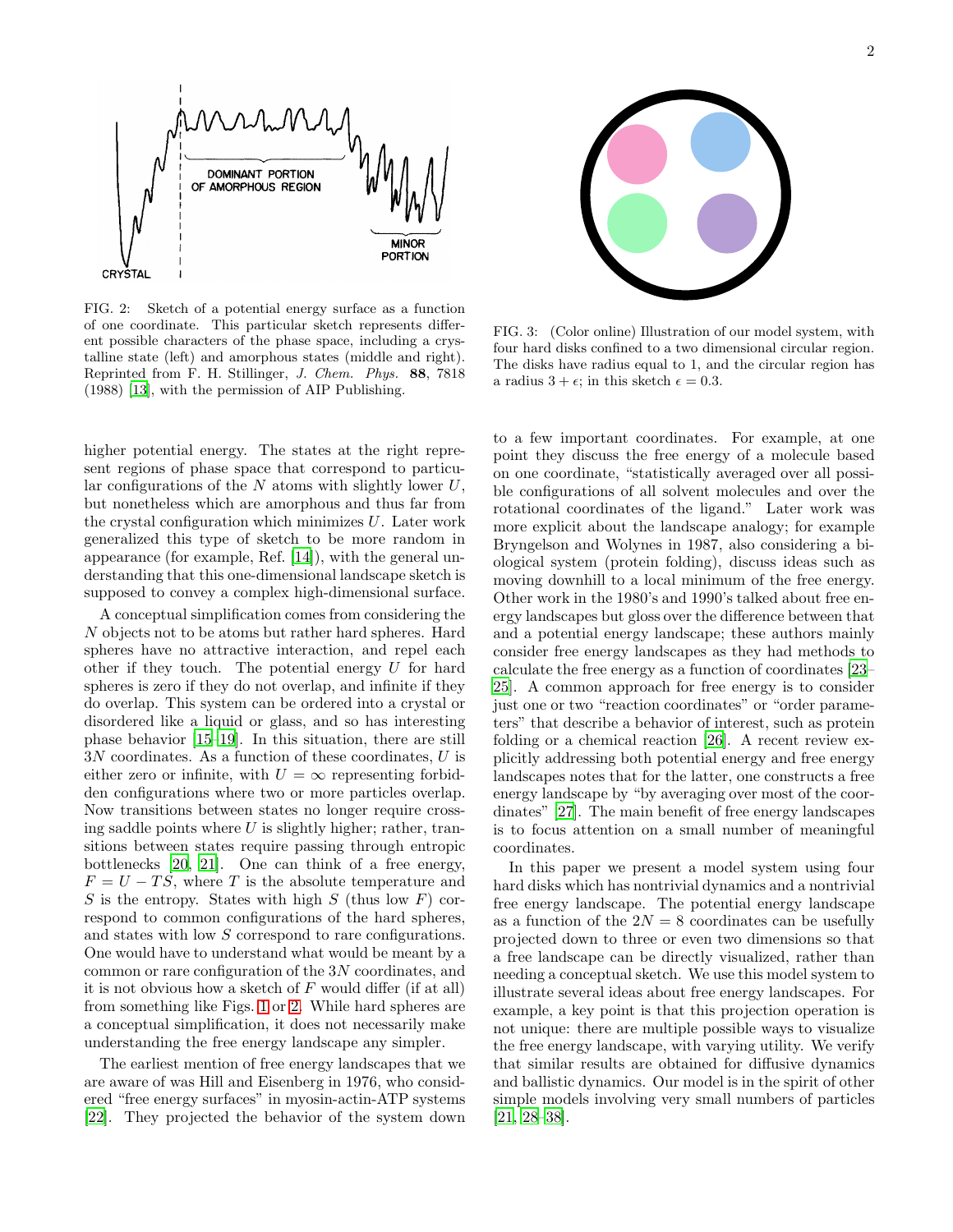FIG. 2: Sketch of a potential energy surface as a function of one coordinate. This particular sketch represents different possible characters of the phase space, including a crystalline state (left) and amorphous states (middle and right). Reprinted from F. H. Stillinger, *J. Chem. Phys.* **88**, 7818 (1988) [13], with the permission of AIP Publishing.

FIG. 3: (Color online) Illustration of our model system, with four hard disks confined to a two dimensional circular region. The disks have radius equal to 1, and the circular region has a radius $3 + \epsilon$; in this sketch $\epsilon = 0.3$.

higher potential energy. The states at the right represent regions of phase space that correspond to particular configurations of the $N$ atoms with slightly lower $U$, but nonetheless which are amorphous and thus far from the crystal configuration which minimizes $U$. Later work generalized this type of sketch to be more random in appearance (for example, Ref. [14]), with the general understanding that this one-dimensional landscape sketch is supposed to convey a complex high-dimensional surface.

A conceptual simplification comes from considering the $N$ objects not to be atoms but rather hard spheres. Hard spheres have no attractive interaction, and repel each other if they touch. The potential energy $U$ for hard spheres is zero if they do not overlap, and infinite if they do overlap. This system can be ordered into a crystal or disordered like a liquid or glass, and so has interesting phase behavior [15–19]. In this situation, there are still $3N$ coordinates. As a function of these coordinates, $U$ is either zero or infinite, with $U = \infty$ representing forbidden configurations where two or more particles overlap. Now transitions between states no longer require crossing saddle points where $U$ is slightly higher; rather, transitions between states require passing through entropic bottlenecks [20, 21]. One can think of a free energy, $F = U - TS$, where $T$ is the absolute temperature and $S$ is the entropy. States with high $S$ (thus low $F$) correspond to common configurations of the hard spheres, and states with low $S$ correspond to rare configurations. One would have to understand what would be meant by a common or rare configuration of the $3N$ coordinates, and it is not obvious how a sketch of $F$ would differ (if at all) from something like Figs. 1 or 2. While hard spheres are a conceptual simplification, it does not necessarily make understanding the free energy landscape any simpler.

The earliest mention of free energy landscapes that we are aware of was Hill and Eisenberg in 1976, who considered "free energy surfaces" in myosin-actin-ATP systems [22]. They projected the behavior of the system down to a few important coordinates. For example, at one point they discuss the free energy of a molecule based on one coordinate, "statistically averaged over all possible configurations of all solvent molecules and over the rotational coordinates of the ligand." Later work was more explicit about the landscape analogy; for example Bryngelson and Wolynes in 1987, also considering a biological system (protein folding), discuss ideas such as moving downhill to a local minimum of the free energy. Other work in the 1980's and 1990's talked about free energy landscapes but gloss over the difference between that and a potential energy landscape; these authors mainly consider free energy landscapes as they had methods to calculate the free energy as a function of coordinates [23–25]. A common approach for free energy is to consider just one or two "reaction coordinates" or "order parameters" that describe a behavior of interest, such as protein folding or a chemical reaction [26]. A recent review explicitly addressing both potential energy and free energy landscapes notes that for the latter, one constructs a free energy landscape by "by averaging over most of the coordinates" [27]. The main benefit of free energy landscapes is to focus attention on a small number of meaningful coordinates.

In this paper we present a model system using four hard disks which has nontrivial dynamics and a nontrivial free energy landscape. The potential energy landscape as a function of the $2N = 8$ coordinates can be usefully projected down to three or even two dimensions so that a free landscape can be directly visualized, rather than needing a conceptual sketch. We use this model system to illustrate several ideas about free energy landscapes. For example, a key point is that this projection operation is not unique: there are multiple possible ways to visualize the free energy landscape, with varying utility. We verify that similar results are obtained for diffusive dynamics and ballistic dynamics. Our model is in the spirit of other simple models involving very small numbers of particles [21, 28–38].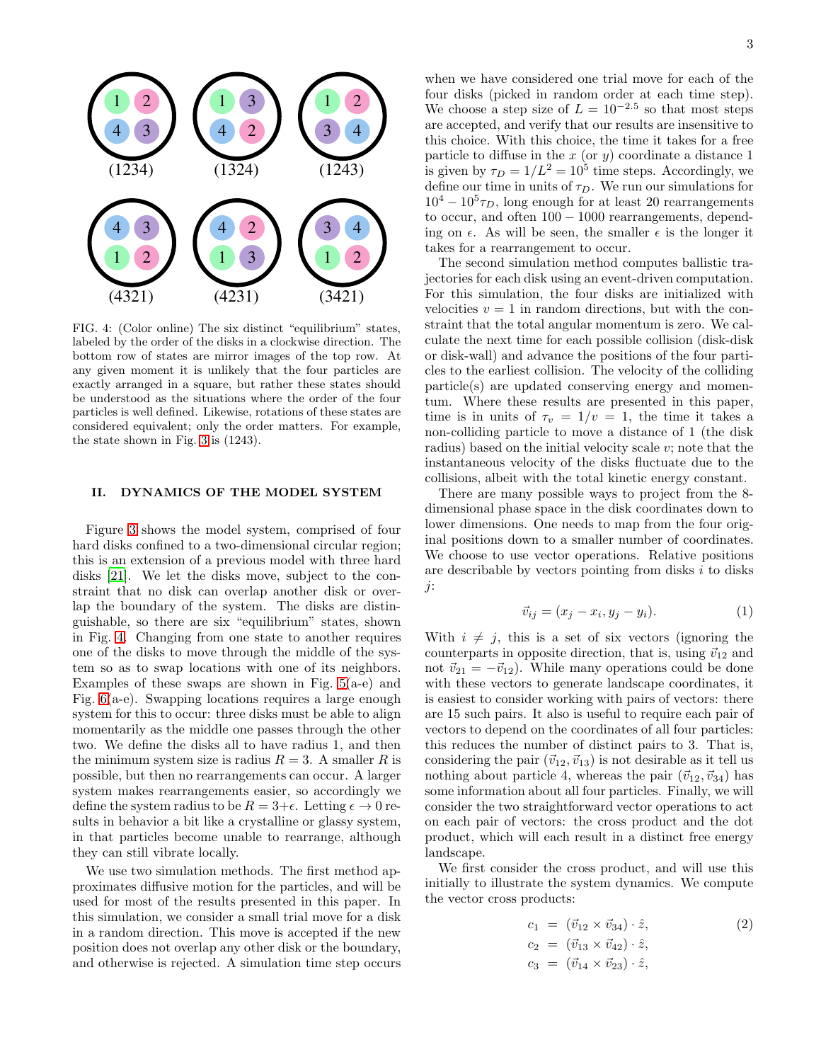(1234) (1324) (1243)

(4321) (4231) (3421)

FIG. 4: (Color online) The six distinct "equilibrium" states, labeled by the order of the disks in a clockwise direction. The bottom row of states are mirror images of the top row. At any given moment it is unlikely that the four particles are exactly arranged in a square, but rather these states should be understood as the situations where the order of the four particles is well defined. Likewise, rotations of these states are considered equivalent; only the order matters. For example, the state shown in Fig. 3 is (1243).

## II. DYNAMICS OF THE MODEL SYSTEM

Figure 3 shows the model system, comprised of four hard disks confined to a two-dimensional circular region; this is an extension of a previous model with three hard disks [21]. We let the disks move, subject to the constraint that no disk can overlap another disk or overlap the boundary of the system. The disks are distinguishable, so there are six "equilibrium" states, shown in Fig. 4. Changing from one state to another requires one of the disks to move through the middle of the system so as to swap locations with one of its neighbors. Examples of these swaps are shown in Fig. 5(a-e) and Fig. 6(a-e). Swapping locations requires a large enough system for this to occur: three disks must be able to align momentarily as the middle one passes through the other two. We define the disks all to have radius 1, and then the minimum system size is radius $R = 3$. A smaller $R$ is possible, but then no rearrangements can occur. A larger system makes rearrangements easier, so accordingly we define the system radius to be $R = 3+\epsilon$. Letting $\epsilon \to 0$ results in behavior a bit like a crystalline or glassy system, in that particles become unable to rearrange, although they can still vibrate locally.

We use two simulation methods. The first method approximates diffusive motion for the particles, and will be used for most of the results presented in this paper. In this simulation, we consider a small trial move for a disk in a random direction. This move is accepted if the new position does not overlap any other disk or the boundary, and otherwise is rejected. A simulation time step occurs when we have considered one trial move for each of the four disks (picked in random order at each time step). We choose a step size of $L = 10^{-2.5}$ so that most steps are accepted, and verify that our results are insensitive to this choice. With this choice, the time it takes for a free particle to diffuse in the $x$ (or $y$) coordinate a distance 1 is given by $\tau_D = 1/L^2 = 10^5$ time steps. Accordingly, we define our time in units of $\tau_D$. We run our simulations for $10^4 - 10^5 \tau_D$, long enough for at least 20 rearrangements to occur, and often $100 - 1000$ rearrangements, depending on $\epsilon$. As will be seen, the smaller $\epsilon$ is the longer it takes for a rearrangement to occur.

The second simulation method computes ballistic trajectories for each disk using an event-driven computation. For this simulation, the four disks are initialized with velocities $v = 1$ in random directions, but with the constraint that the total angular momentum is zero. We calculate the next time for each possible collision (disk-disk or disk-wall) and advance the positions of the four particles to the earliest collision. The velocity of the colliding particle(s) are updated conserving energy and momentum. Where these results are presented in this paper, time is in units of $\tau_v = 1/v = 1$, the time it takes a non-colliding particle to move a distance of 1 (the disk radius) based on the initial velocity scale $v$; note that the instantaneous velocity of the disks fluctuate due to the collisions, albeit with the total kinetic energy constant.

There are many possible ways to project from the 8-dimensional phase space in the disk coordinates down to lower dimensions. One needs to map from the four original positions down to a smaller number of coordinates. We choose to use vector operations. Relative positions are describable by vectors pointing from disks $i$ to disks $j$:

$$\vec{v}_{ij} = (x_j - x_i, y_j - y_i). \tag{1}$$

With $i \neq j$, this is a set of six vectors (ignoring the counterparts in opposite direction, that is, using $\vec{v}_{12}$ and not $\vec{v}_{21} = -\vec{v}_{12}$). While many operations could be done with these vectors to generate landscape coordinates, it is easiest to consider working with pairs of vectors: there are 15 such pairs. It also is useful to require each pair of vectors to depend on the coordinates of all four particles: this reduces the number of distinct pairs to 3. That is, considering the pair $(\vec{v}_{12}, \vec{v}_{13})$ is not desirable as it tell us nothing about particle 4, whereas the pair $(\vec{v}_{12}, \vec{v}_{34})$ has some information about all four particles. Finally, we will consider the two straightforward vector operations to act on each pair of vectors: the cross product and the dot product, which will each result in a distinct free energy landscape.

We first consider the cross product, and will use this initially to illustrate the system dynamics. We compute the vector cross products:

$$\begin{aligned}
c_1 &= (\vec{v}_{12} \times \vec{v}_{34}) \cdot \hat{z}, \\
c_2 &= (\vec{v}_{13} \times \vec{v}_{42}) \cdot \hat{z}, \\
c_3 &= (\vec{v}_{14} \times \vec{v}_{23}) \cdot \hat{z},
\end{aligned} \tag{2}$$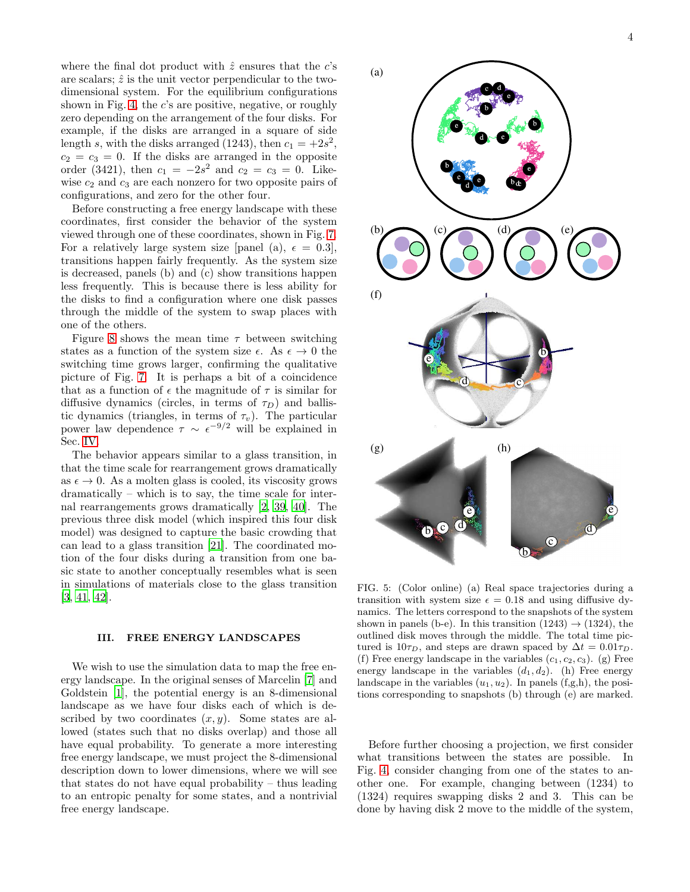where the final dot product with $\hat{z}$ ensures that the $c$'s are scalars; $\hat{z}$ is the unit vector perpendicular to the two-dimensional system. For the equilibrium configurations shown in Fig. 4, the $c$'s are positive, negative, or roughly zero depending on the arrangement of the four disks. For example, if the disks are arranged in a square of side length $s$, with the disks arranged (1243), then $c_1 = +2s^2$, $c_2 = c_3 = 0$. If the disks are arranged in the opposite order (3421), then $c_1 = -2s^2$ and $c_2 = c_3 = 0$. Likewise $c_2$ and $c_3$ are each nonzero for two opposite pairs of configurations, and zero for the other four.

Before constructing a free energy landscape with these coordinates, first consider the behavior of the system viewed through one of these coordinates, shown in Fig. 7. For a relatively large system size [panel (a), $\epsilon = 0.3$], transitions happen fairly frequently. As the system size is decreased, panels (b) and (c) show transitions happen less frequently. This is because there is less ability for the disks to find a configuration where one disk passes through the middle of the system to swap places with one of the others.

Figure 8 shows the mean time $\tau$ between switching states as a function of the system size $\epsilon$. As $\epsilon \to 0$ the switching time grows larger, confirming the qualitative picture of Fig. 7. It is perhaps a bit of a coincidence that as a function of $\epsilon$ the magnitude of $\tau$ is similar for diffusive dynamics (circles, in terms of $\tau_D$) and ballistic dynamics (triangles, in terms of $\tau_v$). The particular power law dependence $\tau \sim \epsilon^{-9/2}$ will be explained in Sec. IV.

The behavior appears similar to a glass transition, in that the time scale for rearrangement grows dramatically as $\epsilon \to 0$. As a molten glass is cooled, its viscosity grows dramatically – which is to say, the time scale for internal rearrangements grows dramatically [2, 39, 40]. The previous three disk model (which inspired this four disk model) was designed to capture the basic crowding that can lead to a glass transition [21]. The coordinated motion of the four disks during a transition from one basic state to another conceptually resembles what is seen in simulations of materials close to the glass transition [3, 41, 42].

## III. FREE ENERGY LANDSCAPES

We wish to use the simulation data to map the free energy landscape. In the original senses of Marcelin [7] and Goldstein [1], the potential energy is an 8-dimensional landscape as we have four disks each of which is described by two coordinates $(x, y)$. Some states are allowed (states such that no disks overlap) and those all have equal probability. To generate a more interesting free energy landscape, we must project the 8-dimensional description down to lower dimensions, where we will see that states do not have equal probability – thus leading to an entropic penalty for some states, and a nontrivial free energy landscape.

FIG. 5: (Color online) (a) Real space trajectories during a transition with system size $\epsilon = 0.18$ and using diffusive dynamics. The letters correspond to the snapshots of the system shown in panels (b-e). In this transition (1243) → (1324), the outlined disk moves through the middle. The total time pictured is $10\tau_D$, and steps are drawn spaced by $\Delta t = 0.01\tau_D$. (f) Free energy landscape in the variables $(c_1, c_2, c_3)$. (g) Free energy landscape in the variables $(d_1, d_2)$. (h) Free energy landscape in the variables $(u_1, u_2)$. In panels (f,g,h), the positions corresponding to snapshots (b) through (e) are marked.

Before further choosing a projection, we first consider what transitions between the states are possible. In Fig. 4, consider changing from one of the states to another one. For example, changing between (1234) to (1324) requires swapping disks 2 and 3. This can be done by having disk 2 move to the middle of the system,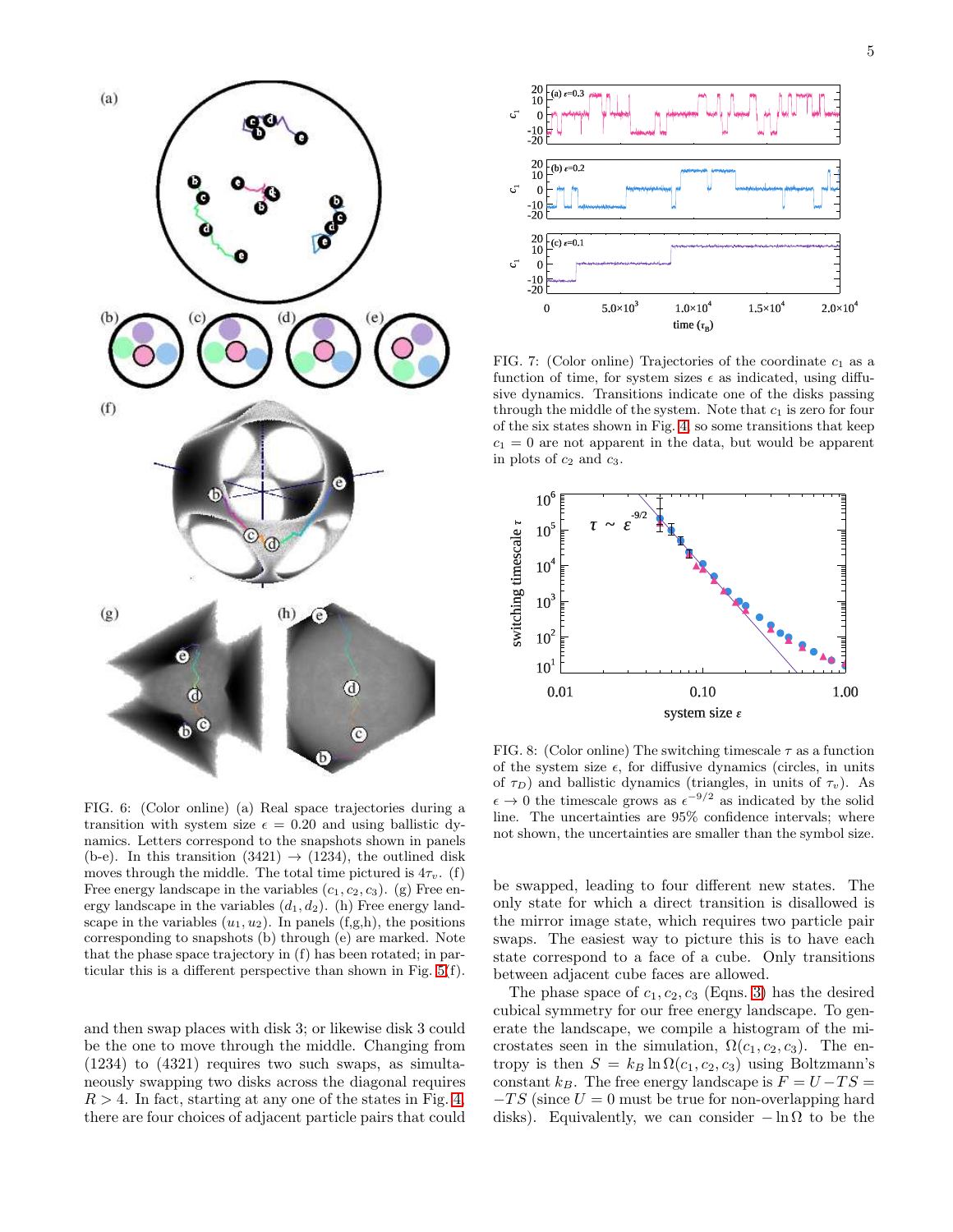FIG. 6: (Color online) (a) Real space trajectories during a transition with system size $\epsilon = 0.20$ and using ballistic dynamics. Letters correspond to the snapshots shown in panels (b-e). In this transition (3421) → (1234), the outlined disk moves through the middle. The total time pictured is $4\tau_v$. (f) Free energy landscape in the variables $(c_1, c_2, c_3)$. (g) Free energy landscape in the variables $(d_1, d_2)$. (h) Free energy landscape in the variables $(u_1, u_2)$. In panels (f,g,h), the positions corresponding to snapshots (b) through (e) are marked. Note that the phase space trajectory in (f) has been rotated; in particular this is a different perspective than shown in Fig. 5(f).

and then swap places with disk 3; or likewise disk 3 could be the one to move through the middle. Changing from (1234) to (4321) requires two such swaps, as simultaneously swapping two disks across the diagonal requires $R > 4$. In fact, starting at any one of the states in Fig. 4, there are four choices of adjacent particle pairs that could be swapped, leading to four different new states. The only state for which a direct transition is disallowed is the mirror image state, which requires two particle pair swaps. The easiest way to picture this is to have each state correspond to a face of a cube. Only transitions between adjacent cube faces are allowed.

The phase space of $c_1, c_2, c_3$ (Eqns. 3) has the desired cubical symmetry for our free energy landscape. To generate the landscape, we compile a histogram of the microstates seen in the simulation, $\Omega(c_1, c_2, c_3)$. The entropy is then $S = k_B \ln \Omega(c_1, c_2, c_3)$ using Boltzmann's constant $k_B$. The free energy landscape is $F = U - TS = -TS$ (since $U = 0$ must be true for non-overlapping hard disks). Equivalently, we can consider $-\ln \Omega$ to be the

FIG. 7: (Color online) Trajectories of the coordinate $c_1$ as a function of time, for system sizes $\epsilon$ as indicated, using diffusive dynamics. Transitions indicate one of the disks passing through the middle of the system. Note that $c_1$ is zero for four of the six states shown in Fig. 4, so some transitions that keep $c_1 = 0$ are not apparent in the data, but would be apparent in plots of $c_2$ and $c_3$.

FIG. 8: (Color online) The switching timescale $\tau$ as a function of the system size $\epsilon$, for diffusive dynamics (circles, in units of $\tau_D$) and ballistic dynamics (triangles, in units of $\tau_v$). As $\epsilon \to 0$ the timescale grows as $\epsilon^{-9/2}$ as indicated by the solid line. The uncertainties are 95% confidence intervals; where not shown, the uncertainties are smaller than the symbol size.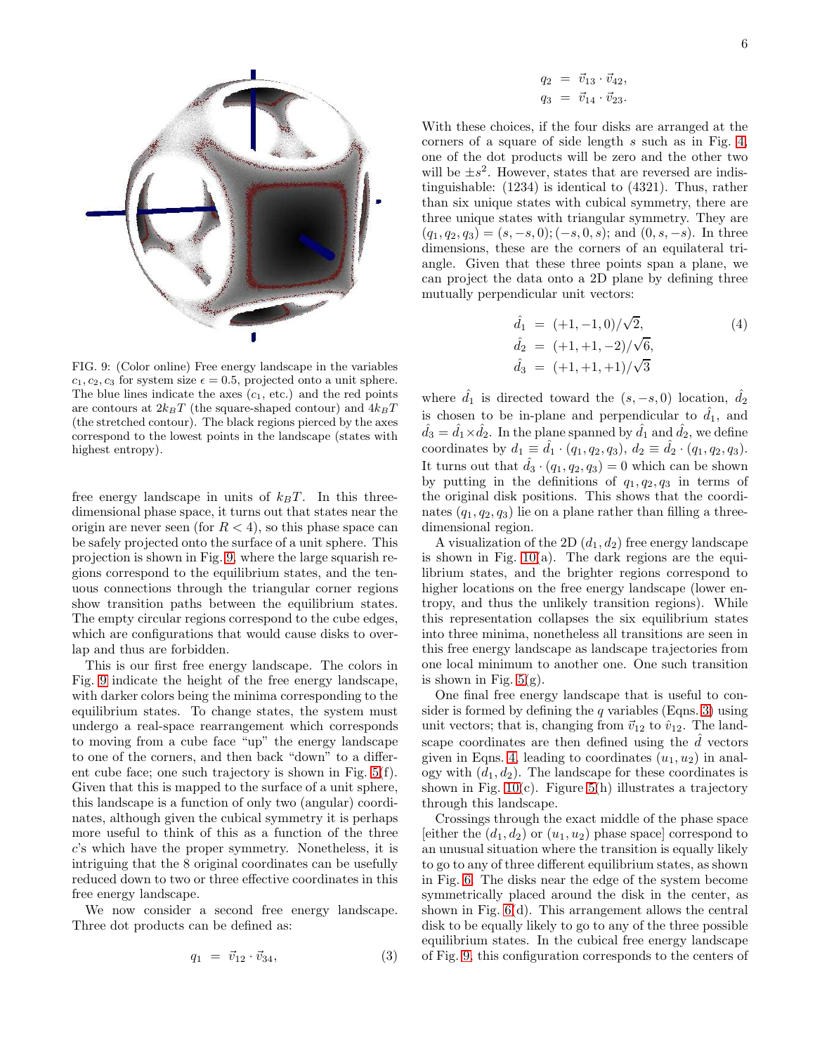FIG. 9: (Color online) Free energy landscape in the variables $c_1, c_2, c_3$ for system size $\epsilon = 0.5$, projected onto a unit sphere. The blue lines indicate the axes ($c_1$, etc.) and the red points are contours at $2k_BT$ (the square-shaped contour) and $4k_BT$ (the stretched contour). The black regions pierced by the axes correspond to the lowest points in the landscape (states with highest entropy).

free energy landscape in units of $k_BT$. In this three-dimensional phase space, it turns out that states near the origin are never seen (for $R < 4$), so this phase space can be safely projected onto the surface of a unit sphere. This projection is shown in Fig. 9, where the large squarish regions correspond to the equilibrium states, and the tenuous connections through the triangular corner regions show transition paths between the equilibrium states. The empty circular regions correspond to the cube edges, which are configurations that would cause disks to overlap and thus are forbidden.

This is our first free energy landscape. The colors in Fig. 9 indicate the height of the free energy landscape, with darker colors being the minima corresponding to the equilibrium states. To change states, the system must undergo a real-space rearrangement which corresponds to moving from a cube face "up" the energy landscape to one of the corners, and then back "down" to a different cube face; one such trajectory is shown in Fig. 5(f). Given that this is mapped to the surface of a unit sphere, this landscape is a function of only two (angular) coordinates, although given the cubical symmetry it is perhaps more useful to think of this as a function of the three $c$'s which have the proper symmetry. Nonetheless, it is intriguing that the 8 original coordinates can be usefully reduced down to two or three effective coordinates in this free energy landscape.

We now consider a second free energy landscape. Three dot products can be defined as:

$$
\begin{aligned}
q_1 &= \vec{v}_{12} \cdot \vec{v}_{34}, \qquad (3)\\
q_2 &= \vec{v}_{13} \cdot \vec{v}_{42}, \\
q_3 &= \vec{v}_{14} \cdot \vec{v}_{23}.
\end{aligned}
$$

With these choices, if the four disks are arranged at the corners of a square of side length $s$ such as in Fig. 4, one of the dot products will be zero and the other two will be $\pm s^2$. However, states that are reversed are indistinguishable: (1234) is identical to (4321). Thus, rather than six unique states with cubical symmetry, there are three unique states with triangular symmetry. They are $(q_1, q_2, q_3) = (s, -s, 0); (-s, 0, s)$; and $(0, s, -s)$. In three dimensions, these are the corners of an equilateral triangle. Given that these three points span a plane, we can project the data onto a 2D plane by defining three mutually perpendicular unit vectors:

$$
\begin{aligned}
\hat{d}_1 &= (+1, -1, 0)/\sqrt{2}, \qquad (4)\\
\hat{d}_2 &= (+1, +1, -2)/\sqrt{6}, \\
\hat{d}_3 &= (+1, +1, +1)/\sqrt{3}
\end{aligned}
$$

where $\hat{d}_1$ is directed toward the $(s, -s, 0)$ location, $\hat{d}_2$ is chosen to be in-plane and perpendicular to $\hat{d}_1$, and $\hat{d}_3 = \hat{d}_1 \times \hat{d}_2$. In the plane spanned by $\hat{d}_1$ and $\hat{d}_2$, we define coordinates by $d_1 \equiv \hat{d}_1 \cdot (q_1, q_2, q_3)$, $d_2 \equiv \hat{d}_2 \cdot (q_1, q_2, q_3)$. It turns out that $\hat{d}_3 \cdot (q_1, q_2, q_3) = 0$ which can be shown by putting in the definitions of $q_1, q_2, q_3$ in terms of the original disk positions. This shows that the coordinates $(q_1, q_2, q_3)$ lie on a plane rather than filling a three-dimensional region.

A visualization of the 2D $(d_1, d_2)$ free energy landscape is shown in Fig. 10(a). The dark regions are the equilibrium states, and the brighter regions correspond to higher locations on the free energy landscape (lower entropy, and thus the unlikely transition regions). While this representation collapses the six equilibrium states into three minima, nonetheless all transitions are seen in this free energy landscape as landscape trajectories from one local minimum to another one. One such transition is shown in Fig. 5(g).

One final free energy landscape that is useful to consider is formed by defining the $q$ variables (Eqns. 3) using unit vectors; that is, changing from $\vec{v}_{12}$ to $\hat{v}_{12}$. The landscape coordinates are then defined using the $\hat{d}$ vectors given in Eqns. 4, leading to coordinates $(u_1, u_2)$ in analogy with $(d_1, d_2)$. The landscape for these coordinates is shown in Fig. 10(c). Figure 5(h) illustrates a trajectory through this landscape.

Crossings through the exact middle of the phase space [either the $(d_1, d_2)$ or $(u_1, u_2)$ phase space] correspond to an unusual situation where the transition is equally likely to go to any of three different equilibrium states, as shown in Fig. 6. The disks near the edge of the system become symmetrically placed around the disk in the center, as shown in Fig. 6(d). This arrangement allows the central disk to be equally likely to go to any of the three possible equilibrium states. In the cubical free energy landscape of Fig. 9, this configuration corresponds to the centers of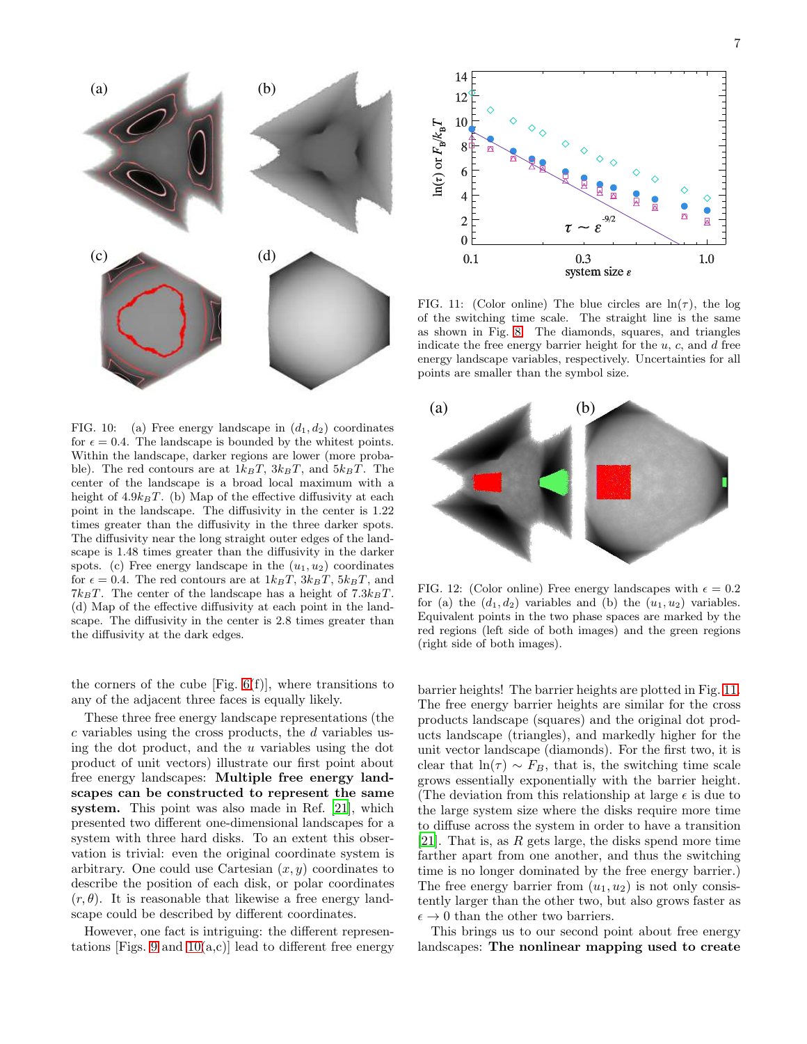FIG. 10: (a) Free energy landscape in $(d_1, d_2)$ coordinates for $\epsilon = 0.4$. The landscape is bounded by the whitest points. Within the landscape, darker regions are lower (more probable). The red contours are at $1k_BT$, $3k_BT$, and $5k_BT$. The center of the landscape is a broad local maximum with a height of $4.9k_BT$. (b) Map of the effective diffusivity at each point in the landscape. The diffusivity in the center is 1.22 times greater than the diffusivity in the three darker spots. The diffusivity near the long straight outer edges of the landscape is 1.48 times greater than the diffusivity in the darker spots. (c) Free energy landscape in the $(u_1, u_2)$ coordinates for $\epsilon = 0.4$. The red contours are at $1k_BT$, $3k_BT$, $5k_BT$, and $7k_BT$. The center of the landscape has a height of $7.3k_BT$. (d) Map of the effective diffusivity at each point in the landscape. The diffusivity in the center is 2.8 times greater than the diffusivity at the dark edges.

FIG. 11: (Color online) The blue circles are $\ln(\tau)$, the log of the switching time scale. The straight line is the same as shown in Fig. 8. The diamonds, squares, and triangles indicate the free energy barrier height for the $u$, $c$, and $d$ free energy landscape variables, respectively. Uncertainties for all points are smaller than the symbol size.

FIG. 12: (Color online) Free energy landscapes with $\epsilon = 0.2$ for (a) the $(d_1, d_2)$ variables and (b) the $(u_1, u_2)$ variables. Equivalent points in the two phase spaces are marked by the red regions (left side of both images) and the green regions (right side of both images).

the corners of the cube [Fig. 6(f)], where transitions to any of the adjacent three faces is equally likely.

These three free energy landscape representations (the $c$ variables using the cross products, the $d$ variables using the dot product, and the $u$ variables using the dot product of unit vectors) illustrate our first point about free energy landscapes: **Multiple free energy landscapes can be constructed to represent the same system.** This point was also made in Ref. [21], which presented two different one-diffusivity landscapes for a system with three hard disks. To an extent this observation is trivial: even the original coordinate system is arbitrary. One could use Cartesian $(x, y)$ coordinates to describe the position of each disk, or polar coordinates $(r, \theta)$. It is reasonable that likewise a free energy landscape could be described by different coordinates.

However, one fact is intriguing: the different representations [Figs. 9 and 10(a,c)] lead to different free energy barrier heights! The barrier heights are plotted in Fig. 11. The free energy barrier heights are similar for the cross products landscape (squares) and the original dot products landscape (triangles), and markedly higher for the unit vector landscape (diamonds). For the first two, it is clear that $\ln(\tau) \sim F_B$, that is, the switching time scale grows essentially exponentially with the barrier height. (The deviation from this relationship at large $\epsilon$ is due to the large system size where the disks require more time to diffuse across the system in order to have a transition [21]. That is, as $R$ gets large, the disks spend more time farther apart from one another, and thus the switching time is no longer dominated by the free energy barrier.) The free energy barrier from $(u_1, u_2)$ is not only consistently larger than the other two, but also grows faster as $\epsilon \to 0$ than the other two barriers.

This brings us to our second point about free energy landscapes: **The nonlinear mapping used to create**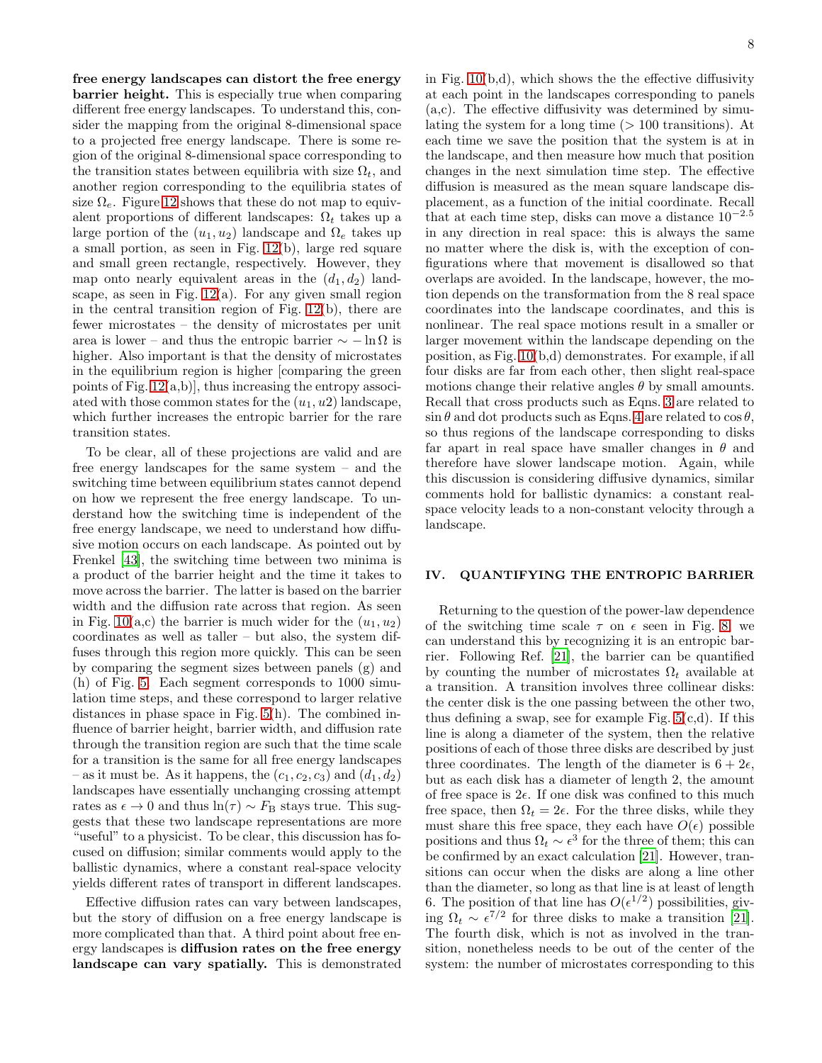**free energy landscapes can distort the free energy barrier height.** This is especially true when comparing different free energy landscapes. To understand this, consider the mapping from the original 8-dimensional space to a projected free energy landscape. There is some region of the original 8-dimensional space corresponding to the transition states between equilibria with size $\Omega_t$, and another region corresponding to the equilibria states of size $\Omega_e$. Figure 12 shows that these do not map to equivalent proportions of different landscapes: $\Omega_t$ takes up a large portion of the $(u_1, u_2)$ landscape and $\Omega_e$ takes up a small portion, as seen in Fig. 12(b), large red square and small green rectangle, respectively. However, they map onto nearly equivalent areas in the $(d_1, d_2)$ landscape, as seen in Fig. 12(a). For any given small region in the central transition region of Fig. 12(b), there are fewer microstates – the density of microstates per unit area is lower – and thus the entropic barrier $\sim -\ln \Omega$ is higher. Also important is that the density of microstates in the equilibrium region is higher [comparing the green points of Fig. 12(a,b)], thus increasing the entropy associated with those common states for the $(u_1, u2)$ landscape, which further increases the entropic barrier for the rare transition states.

To be clear, all of these projections are valid and are free energy landscapes for the same system – and the switching time between equilibrium states cannot depend on how we represent the free energy landscape. To understand how the switching time is independent of the free energy landscape, we need to understand how diffusive motion occurs on each landscape. As pointed out by Frenkel [43], the switching time between two minima is a product of the barrier height and the time it takes to move across the barrier. The latter is based on the barrier width and the diffusion rate across that region. As seen in Fig. 10(a,c) the barrier is much wider for the $(u_1, u_2)$ coordinates as well as taller – but also, the system diffuses through this region more quickly. This can be seen by comparing the segment sizes between panels (g) and (h) of Fig. 5. Each segment corresponds to 1000 simulation time steps, and these correspond to larger relative distances in phase space in Fig. 5(h). The combined influence of barrier height, barrier width, and diffusion rate through the transition region are such that the time scale for a transition is the same for all free energy landscapes – as it must be. As it happens, the $(c_1, c_2, c_3)$ and $(d_1, d_2)$ landscapes have essentially unchanging crossing attempt rates as $\epsilon \to 0$ and thus $\ln(\tau) \sim F_{\rm B}$ stays true. This suggests that these two landscape representations are more "useful" to a physicist. To be clear, this discussion has focused on diffusion; similar comments would apply to the ballistic dynamics, where a constant real-space velocity yields different rates of transport in different landscapes.

Effective diffusion rates can vary between landscapes, but the story of diffusion on a free energy landscape is more complicated than that. A third point about free energy landscapes is **diffusion rates on the free energy landscape can vary spatially.** This is demonstrated in Fig. 10(b,d), which shows the the effective diffusivity at each point in the landscapes corresponding to panels (a,c). The effective diffusivity was determined by simulating the system for a long time (> 100 transitions). At each time we save the position that the system is at in the landscape, and then measure how much that position changes in the next simulation time step. The effective diffusion is measured as the mean square landscape displacement, as a function of the initial coordinate. Recall that at each time step, disks can move a distance $10^{-2.5}$ in any direction in real space: this is always the same no matter where the disk is, with the exception of configurations where that movement is disallowed so that overlaps are avoided. In the landscape, however, the motion depends on the transformation from the 8 real space coordinates into the landscape coordinates, and this is nonlinear. The real space motions result in a smaller or larger movement within the landscape depending on the position, as Fig. 10(b,d) demonstrates. For example, if all four disks are far from each other, then slight real-space motions change their relative angles $\theta$ by small amounts. Recall that cross products such as Eqns. 3 are related to $\sin\theta$ and dot products such as Eqns. 4 are related to $\cos\theta$, so thus regions of the landscape corresponding to disks far apart in real space have smaller changes in $\theta$ and therefore have slower landscape motion. Again, while this discussion is considering diffusive dynamics, similar comments hold for ballistic dynamics: a constant real-space velocity leads to a non-constant velocity through a landscape.

## IV. QUANTIFYING THE ENTROPIC BARRIER

Returning to the question of the power-law dependence of the switching time scale $\tau$ on $\epsilon$ seen in Fig. 8, we can understand this by recognizing it is an entropic barrier. Following Ref. [21], the barrier can be quantified by counting the number of microstates $\Omega_t$ available at a transition. A transition involves three collinear disks: the center disk is the one passing between the other two, thus defining a swap, see for example Fig. 5(c,d). If this line is along a diameter of the system, then the relative positions of each of those three disks are described by just three coordinates. The length of the diameter is $6 + 2\epsilon$, but as each disk has a diameter of length 2, the amount of free space is $2\epsilon$. If one disk was confined to this much free space, then $\Omega_t = 2\epsilon$. For the three disks, while they must share this free space, they each have $O(\epsilon)$ possible positions and thus $\Omega_t \sim \epsilon^3$ for the three of them; this can be confirmed by an exact calculation [21]. However, transitions can occur when the disks are along a line other than the diameter, so long as that line is at least of length 6. The position of that line has $O(\epsilon^{1/2})$ possibilities, giving $\Omega_t \sim \epsilon^{7/2}$ for three disks to make a transition [21]. The fourth disk, which is not as involved in the transition, nonetheless needs to be out of the center of the system: the number of microstates corresponding to this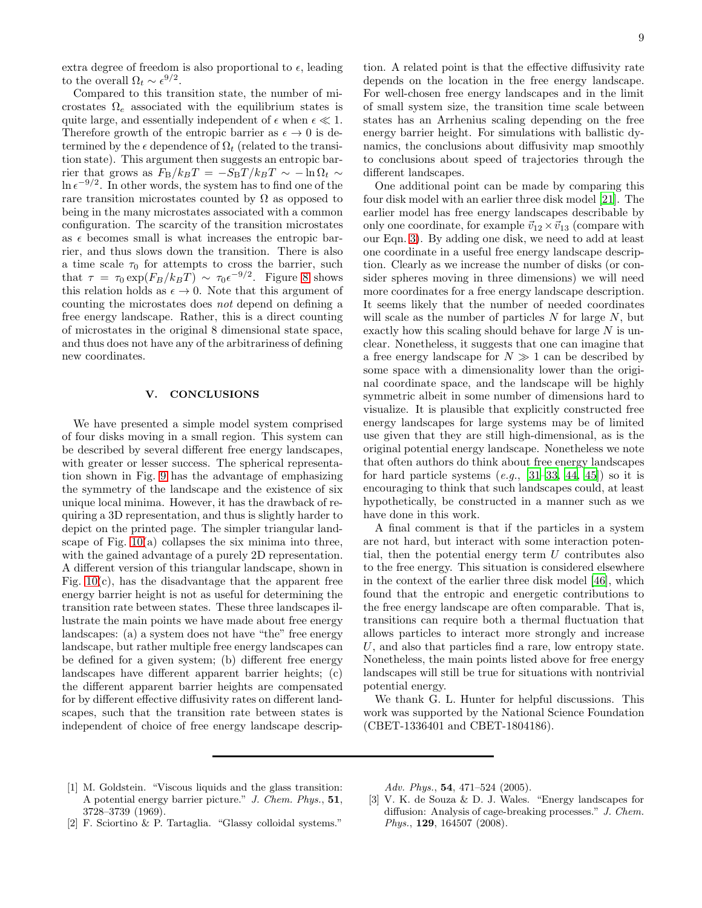extra degree of freedom is also proportional to $\epsilon$, leading to the overall $\Omega_t \sim \epsilon^{9/2}$.

Compared to this transition state, the number of microstates $\Omega_e$ associated with the equilibrium states is quite large, and essentially independent of $\epsilon$ when $\epsilon \ll 1$. Therefore growth of the entropic barrier as $\epsilon \to 0$ is determined by the $\epsilon$ dependence of $\Omega_t$ (related to the transition state). This argument then suggests an entropic barrier that grows as $F_{\rm B}/k_BT = -S_{\rm B}T/k_BT \sim -\ln\Omega_t \sim \ln\epsilon^{-9/2}$. In other words, the system has to find one of the rare transition microstates counted by $\Omega$ as opposed to being in the many microstates associated with a common configuration. The scarcity of the transition microstates as $\epsilon$ becomes small is what increases the entropic barrier, and thus slows down the transition. There is also a time scale $\tau_0$ for attempts to cross the barrier, such that $\tau = \tau_0 \exp(F_B/k_BT) \sim \tau_0\epsilon^{-9/2}$. Figure 8 shows this relation holds as $\epsilon \to 0$. Note that this argument of counting the microstates does *not* depend on defining a free energy landscape. Rather, this is a direct counting of microstates in the original 8 dimensional state space, and thus does not have any of the arbitrariness of defining new coordinates.

## V. CONCLUSIONS

We have presented a simple model system comprised of four disks moving in a small region. This system can be described by several different free energy landscapes, with greater or lesser success. The spherical representation shown in Fig. 9 has the advantage of emphasizing the symmetry of the landscape and the existence of six unique local minima. However, it has the drawback of requiring a 3D representation, and thus is slightly harder to depict on the printed page. The simpler triangular landscape of Fig. 10(a) collapses the six minima into three, with the gained advantage of a purely 2D representation. A different version of this triangular landscape, shown in Fig. 10(c), has the disadvantage that the apparent free energy barrier height is not as useful for determining the transition rate between states. These three landscapes illustrate the main points we have made about free energy landscapes: (a) a system does not have "the" free energy landscape, but rather multiple free energy landscapes can be defined for a given system; (b) different free energy landscapes have different apparent barrier heights; (c) the different apparent barrier heights are compensated for by different effective diffusivity rates on different landscapes, such that the transition rate between states is independent of choice of free energy landscape description. A related point is that the effective diffusivity rate depends on the location in the free energy landscape. For well-chosen free energy landscapes and in the limit of small system size, the transition time scale between states has an Arrhenius scaling depending on the free energy barrier height. For simulations with ballistic dynamics, the conclusions about diffusivity map smoothly to conclusions about speed of trajectories through the different landscapes.

One additional point can be made by comparing this four disk model with an earlier three disk model [21]. The earlier model has free energy landscapes describable by only one coordinate, for example $\vec{v}_{12} \times \vec{v}_{13}$ (compare with our Eqn. 3). By adding one disk, we need to add at least one coordinate in a useful free energy landscape description. Clearly as we increase the number of disks (or consider spheres moving in three dimensions) we will need more coordinates for a free energy landscape description. It seems likely that the number of needed coordinates will scale as the number of particles $N$ for large $N$, but exactly how this scaling should behave for large $N$ is unclear. Nonetheless, it suggests that one can imagine that a free energy landscape for $N \gg 1$ can be described by some space with a dimensionality lower than the original coordinate space, and the landscape will be highly symmetric albeit in some number of dimensions hard to visualize. It is plausible that explicitly constructed free energy landscapes for large systems may be of limited use given that they are still high-dimensional, as is the original potential energy landscape. Nonetheless we note that often authors do think about free energy landscapes for hard particle systems (*e.g.*, [31–33, 44, 45]) so it is encouraging to think that such landscapes could, at least hypothetically, be constructed in a manner such as we have done in this work.

A final comment is that if the particles in a system are not hard, but interact with some interaction potential, then the potential energy term $U$ contributes also to the free energy. This situation is considered elsewhere in the context of the earlier three disk model [46], which found that the entropic and energetic contributions to the free energy landscape are often comparable. That is, transitions can require both a thermal fluctuation that allows particles to interact more strongly and increase $U$, and also that particles find a rare, low entropy state. Nonetheless, the main points listed above for free energy landscapes will still be true for situations with nontrivial potential energy.

We thank G. L. Hunter for helpful discussions. This work was supported by the National Science Foundation (CBET-1336401 and CBET-1804186).

---

[1] M. Goldstein. "Viscous liquids and the glass transition: A potential energy barrier picture." *J. Chem. Phys.*, **51**, 3728–3739 (1969).

[2] F. Sciortino & P. Tartaglia. "Glassy colloidal systems." *Adv. Phys.*, **54**, 471–524 (2005).

[3] V. K. de Souza & D. J. Wales. "Energy landscapes for diffusion: Analysis of cage-breaking processes." *J. Chem. Phys.*, **129**, 164507 (2008).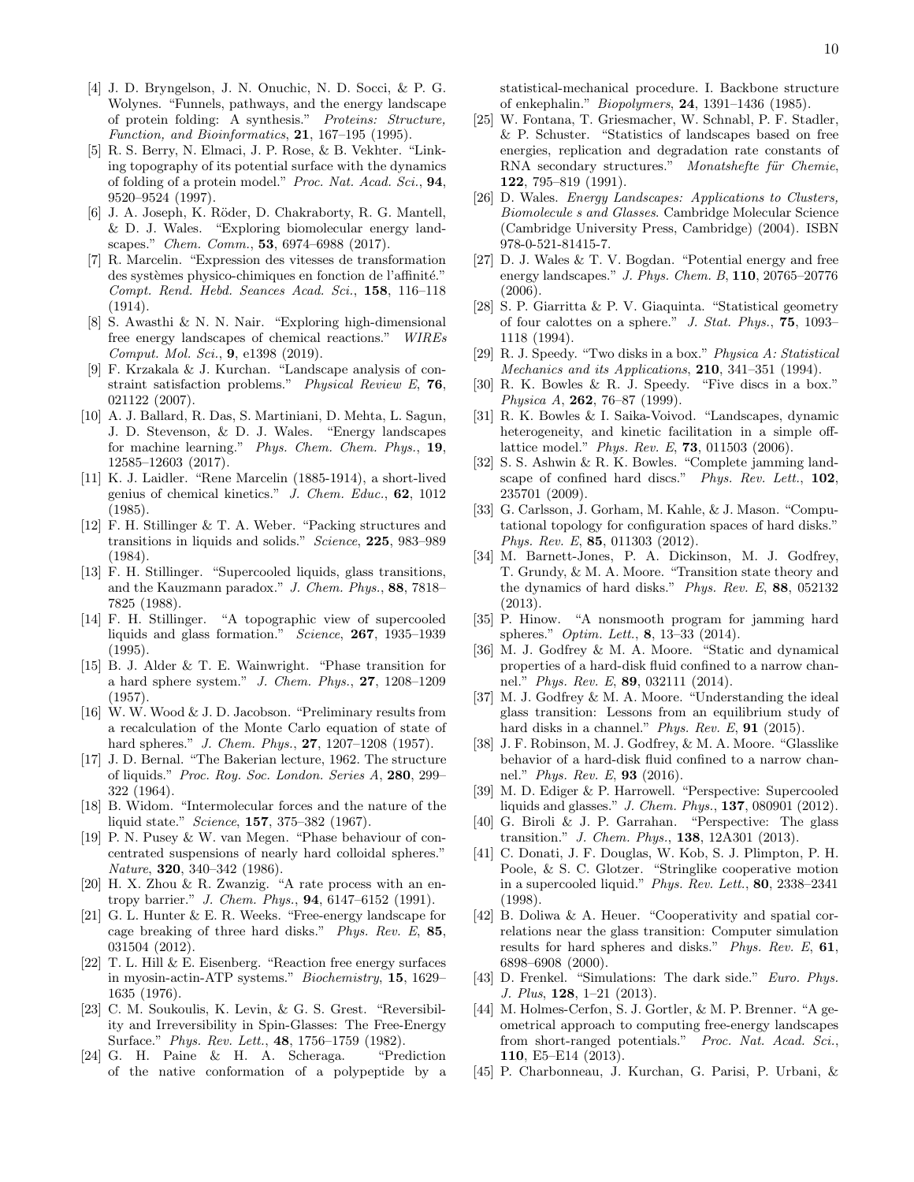[4] J. D. Bryngelson, J. N. Onuchic, N. D. Socci, & P. G. Wolynes. "Funnels, pathways, and the energy landscape of protein folding: A synthesis." *Proteins: Structure, Function, and Bioinformatics*, **21**, 167–195 (1995).

[5] R. S. Berry, N. Elmaci, J. P. Rose, & B. Vekhter. "Linking topography of its potential surface with the dynamics of folding of a protein model." *Proc. Nat. Acad. Sci.*, **94**, 9520–9524 (1997).

[6] J. A. Joseph, K. Röder, D. Chakraborty, R. G. Mantell, & D. J. Wales. "Exploring biomolecular energy landscapes." *Chem. Comm.*, **53**, 6974–6988 (2017).

[7] R. Marcelin. "Expression des vitesses de transformation des systèmes physico-chimiques en fonction de l'affinité." *Compt. Rend. Hebd. Seances Acad. Sci.*, **158**, 116–118 (1914).

[8] S. Awasthi & N. N. Nair. "Exploring high-dimensional free energy landscapes of chemical reactions." *WIREs Comput. Mol. Sci.*, **9**, e1398 (2019).

[9] F. Krzakala & J. Kurchan. "Landscape analysis of constraint satisfaction problems." *Physical Review E*, **76**, 021122 (2007).

[10] A. J. Ballard, R. Das, S. Martiniani, D. Mehta, L. Sagun, J. D. Stevenson, & D. J. Wales. "Energy landscapes for machine learning." *Phys. Chem. Chem. Phys.*, **19**, 12585–12603 (2017).

[11] K. J. Laidler. "Rene Marcelin (1885-1914), a short-lived genius of chemical kinetics." *J. Chem. Educ.*, **62**, 1012 (1985).

[12] F. H. Stillinger & T. A. Weber. "Packing structures and transitions in liquids and solids." *Science*, **225**, 983–989 (1984).

[13] F. H. Stillinger. "Supercooled liquids, glass transitions, and the Kauzmann paradox." *J. Chem. Phys.*, **88**, 7818–7825 (1988).

[14] F. H. Stillinger. "A topographic view of supercooled liquids and glass formation." *Science*, **267**, 1935–1939 (1995).

[15] B. J. Alder & T. E. Wainwright. "Phase transition for a hard sphere system." *J. Chem. Phys.*, **27**, 1208–1209 (1957).

[16] W. W. Wood & J. D. Jacobson. "Preliminary results from a recalculation of the Monte Carlo equation of state of hard spheres." *J. Chem. Phys.*, **27**, 1207–1208 (1957).

[17] J. D. Bernal. "The Bakerian lecture, 1962. The structure of liquids." *Proc. Roy. Soc. London. Series A*, **280**, 299–322 (1964).

[18] B. Widom. "Intermolecular forces and the nature of the liquid state." *Science*, **157**, 375–382 (1967).

[19] P. N. Pusey & W. van Megen. "Phase behaviour of concentrated suspensions of nearly hard colloidal spheres." *Nature*, **320**, 340–342 (1986).

[20] H. X. Zhou & R. Zwanzig. "A rate process with an entropy barrier." *J. Chem. Phys.*, **94**, 6147–6152 (1991).

[21] G. L. Hunter & E. R. Weeks. "Free-energy landscape for cage breaking of three hard disks." *Phys. Rev. E*, **85**, 031504 (2012).

[22] T. L. Hill & E. Eisenberg. "Reaction free energy surfaces in myosin-actin-ATP systems." *Biochemistry*, **15**, 1629–1635 (1976).

[23] C. M. Soukoulis, K. Levin, & G. S. Grest. "Reversibility and Irreversibility in Spin-Glasses: The Free-Energy Surface." *Phys. Rev. Lett.*, **48**, 1756–1759 (1982).

[24] G. H. Paine & H. A. Scheraga. "Prediction of the native conformation of a polypeptide by a statistical-mechanical procedure. I. Backbone structure of enkephalin." *Biopolymers*, **24**, 1391–1436 (1985).

[25] W. Fontana, T. Griesmacher, W. Schnabl, P. F. Stadler, & P. Schuster. "Statistics of landscapes based on free energies, replication and degradation rate constants of RNA secondary structures." *Monatshefte für Chemie*, **122**, 795–819 (1991).

[26] D. Wales. *Energy Landscapes: Applications to Clusters, Biomolecule s and Glasses*. Cambridge Molecular Science (Cambridge University Press, Cambridge) (2004). ISBN 978-0-521-81415-7.

[27] D. J. Wales & T. V. Bogdan. "Potential energy and free energy landscapes." *J. Phys. Chem. B*, **110**, 20765–20776 (2006).

[28] S. P. Giarritta & P. V. Giaquinta. "Statistical geometry of four calottes on a sphere." *J. Stat. Phys.*, **75**, 1093–1118 (1994).

[29] R. J. Speedy. "Two disks in a box." *Physica A: Statistical Mechanics and its Applications*, **210**, 341–351 (1994).

[30] R. K. Bowles & R. J. Speedy. "Five discs in a box." *Physica A*, **262**, 76–87 (1999).

[31] R. K. Bowles & I. Saika-Voivod. "Landscapes, dynamic heterogeneity, and kinetic facilitation in a simple off-lattice model." *Phys. Rev. E*, **73**, 011503 (2006).

[32] S. S. Ashwin & R. K. Bowles. "Complete jamming landscape of confined hard discs." *Phys. Rev. Lett.*, **102**, 235701 (2009).

[33] G. Carlsson, J. Gorham, M. Kahle, & J. Mason. "Computational topology for configuration spaces of hard disks." *Phys. Rev. E*, **85**, 011303 (2012).

[34] M. Barnett-Jones, P. A. Dickinson, M. J. Godfrey, T. Grundy, & M. A. Moore. "Transition state theory and the dynamics of hard disks." *Phys. Rev. E*, **88**, 052132 (2013).

[35] P. Hinow. "A nonsmooth program for jamming hard spheres." *Optim. Lett.*, **8**, 13–33 (2014).

[36] M. J. Godfrey & M. A. Moore. "Static and dynamical properties of a hard-disk fluid confined to a narrow channel." *Phys. Rev. E*, **89**, 032111 (2014).

[37] M. J. Godfrey & M. A. Moore. "Understanding the ideal glass transition: Lessons from an equilibrium study of hard disks in a channel." *Phys. Rev. E*, **91** (2015).

[38] J. F. Robinson, M. J. Godfrey, & M. A. Moore. "Glasslike behavior of a hard-disk fluid confined to a narrow channel." *Phys. Rev. E*, **93** (2016).

[39] M. D. Ediger & P. Harrowell. "Perspective: Supercooled liquids and glasses." *J. Chem. Phys.*, **137**, 080901 (2012).

[40] G. Biroli & J. P. Garrahan. "Perspective: The glass transition." *J. Chem. Phys.*, **138**, 12A301 (2013).

[41] C. Donati, J. F. Douglas, W. Kob, S. J. Plimpton, P. H. Poole, & S. C. Glotzer. "Stringlike cooperative motion in a supercooled liquid." *Phys. Rev. Lett.*, **80**, 2338–2341 (1998).

[42] B. Doliwa & A. Heuer. "Cooperativity and spatial correlations near the glass transition: Computer simulation results for hard spheres and disks." *Phys. Rev. E*, **61**, 6898–6908 (2000).

[43] D. Frenkel. "Simulations: The dark side." *Euro. Phys. J. Plus*, **128**, 1–21 (2013).

[44] M. Holmes-Cerfon, S. J. Gortler, & M. P. Brenner. "A geometrical approach to computing free-energy landscapes from short-ranged potentials." *Proc. Nat. Acad. Sci.*, **110**, E5–E14 (2013).

[45] P. Charbonneau, J. Kurchan, G. Parisi, P. Urbani, &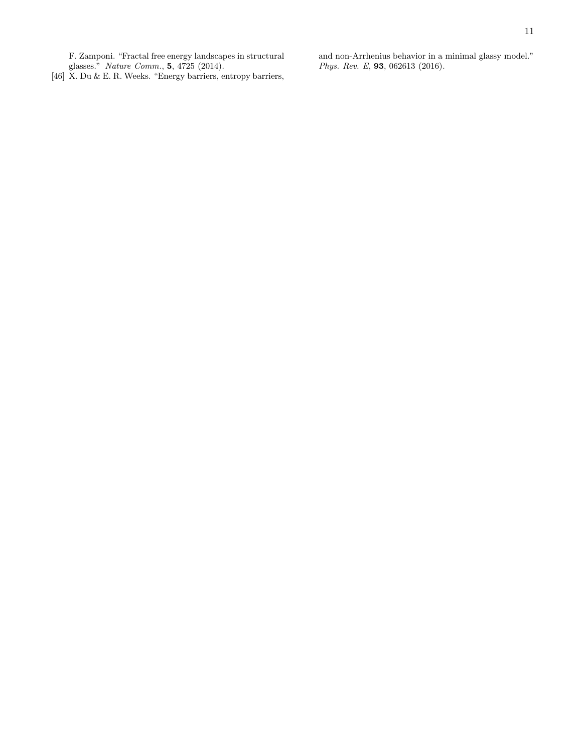F. Zamponi. "Fractal free energy landscapes in structural glasses." *Nature Comm.*, **5**, 4725 (2014).

[46] X. Du & E. R. Weeks. "Energy barriers, entropy barriers, and non-Arrhenius behavior in a minimal glassy model." *Phys. Rev. E*, **93**, 062613 (2016).